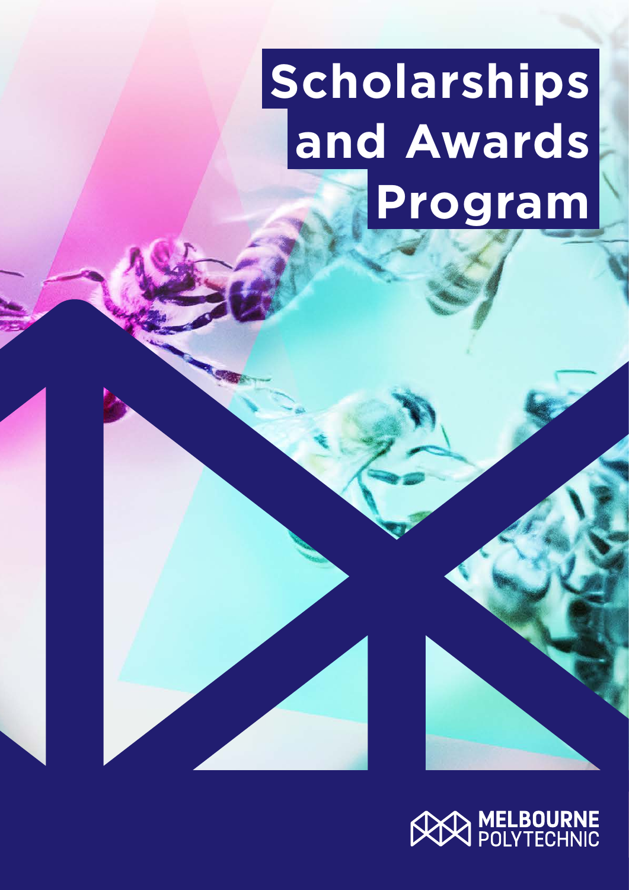# Scholarships and Awards Program

MELBOURNE POLYTECHNIC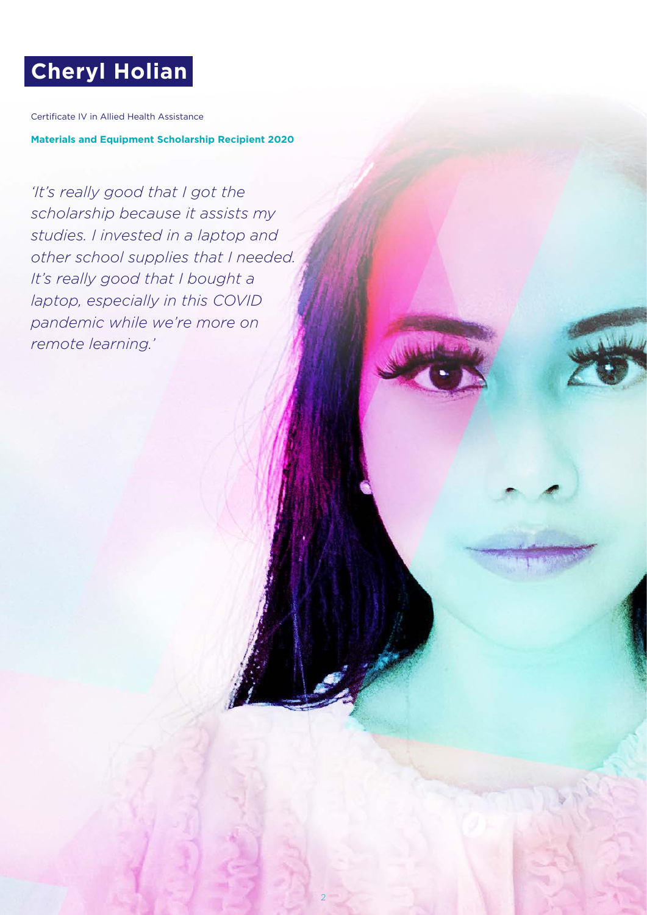# Cheryl Holian

Certificate IV in Allied Health Assistance

**Materials and Equipment Scholarship Recipient 2020**

*'It's really good that I got the scholarship because it assists my studies. I invested in a laptop and other school supplies that I needed. It's really good that I bought a laptop, especially in this COVID pandemic while we're more on remote learning.'*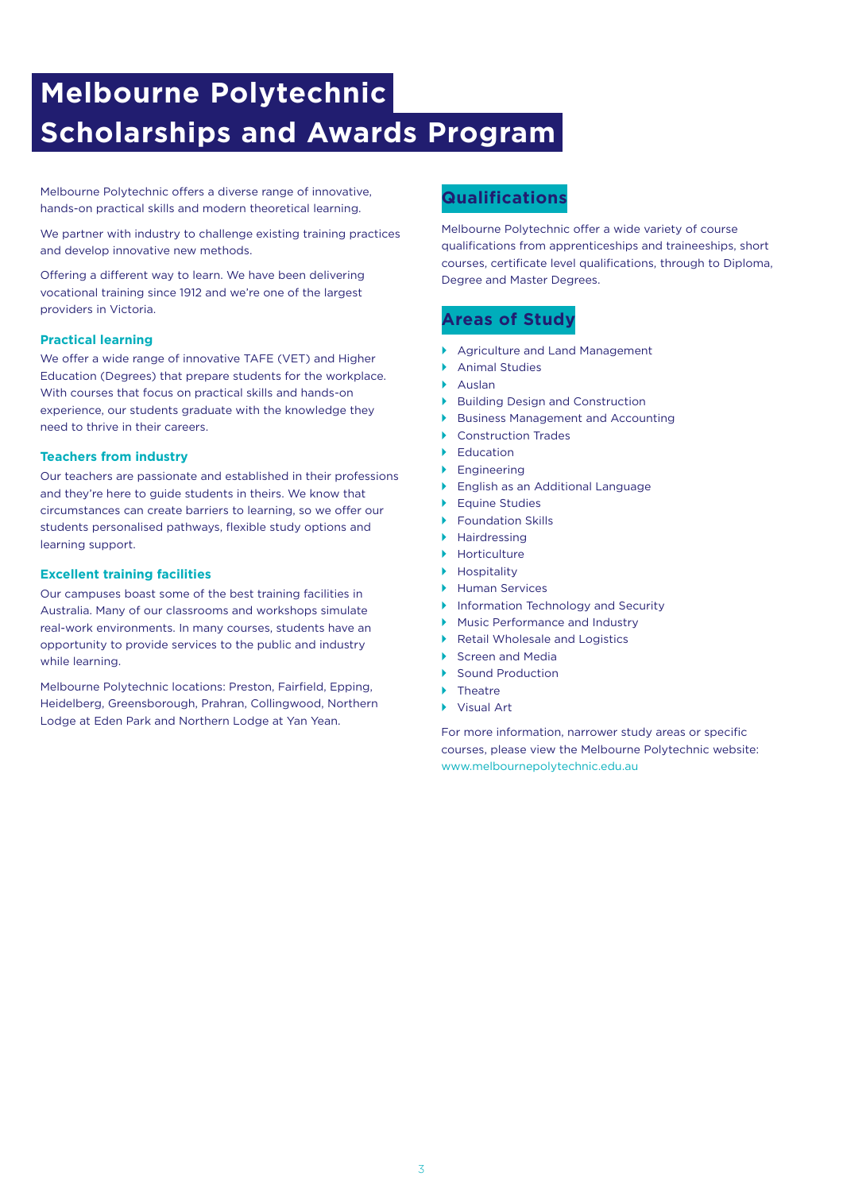# Melbourne Polytechnic Scholarships and Awards Program

Melbourne Polytechnic offers a diverse range of innovative, hands-on practical skills and modern theoretical learning.

We partner with industry to challenge existing training practices and develop innovative new methods.

Offering a different way to learn. We have been delivering vocational training since 1912 and we're one of the largest providers in Victoria.

### Practical learning

We offer a wide range of innovative TAFE (VET) and Higher Education (Degrees) that prepare students for the workplace. With courses that focus on practical skills and hands-on experience, our students graduate with the knowledge they need to thrive in their careers.

### Teachers from industry

Our teachers are passionate and established in their professions and they're here to guide students in theirs. We know that circumstances can create barriers to learning, so we offer our students personalised pathways, flexible study options and learning support.

### Excellent training facilities

Our campuses boast some of the best training facilities in Australia. Many of our classrooms and workshops simulate real-work environments. In many courses, students have an opportunity to provide services to the public and industry while learning.

Melbourne Polytechnic locations: Preston, Fairfield, Epping, Heidelberg, Greensborough, Prahran, Collingwood, Northern Lodge at Eden Park and Northern Lodge at Yan Yean.

## Qualifications

Melbourne Polytechnic offer a wide variety of course qualifications from apprenticeships and traineeships, short courses, certificate level qualifications, through to Diploma, Degree and Master Degrees.

## Areas of Study

- Agriculture and Land Management
- Animal Studies
- Auslan
- Building Design and Construction
- Business Management and Accounting
- Construction Trades
- Education
- Engineering
- English as an Additional Language
- Equine Studies
- Foundation Skills
- Hairdressing
- Horticulture
- Hospitality
- Human Services
- Information Technology and Security
- Music Performance and Industry
- Retail Wholesale and Logistics
- Screen and Media
- Sound Production
- Theatre
- Visual Art

For more information, narrower study areas or specific courses, please view the Melbourne Polytechnic website: www.melbournepolytechnic.edu.au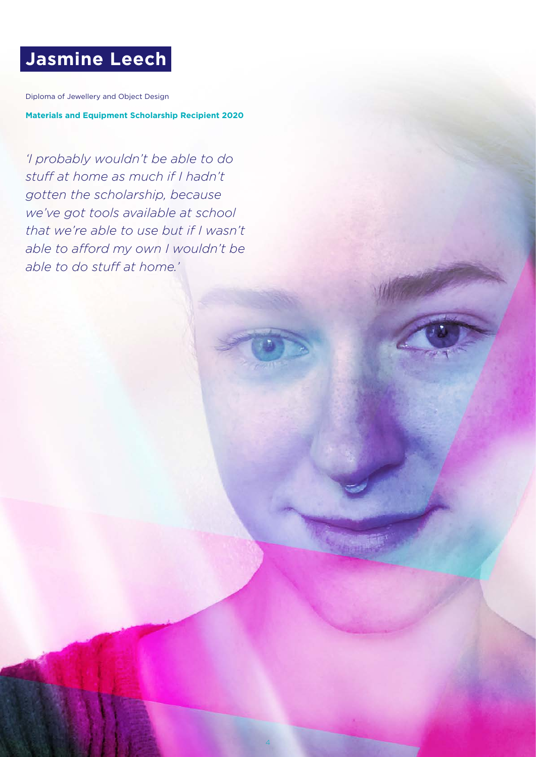# Jasmine Leech

Diploma of Jewellery and Object Design

**Materials and Equipment Scholarship Recipient 2020**

*'I probably wouldn't be able to do stuff at home as much if I hadn't gotten the scholarship, because we've got tools available at school that we're able to use but if I wasn't able to afford my own I wouldn't be able to do stuff at home.'*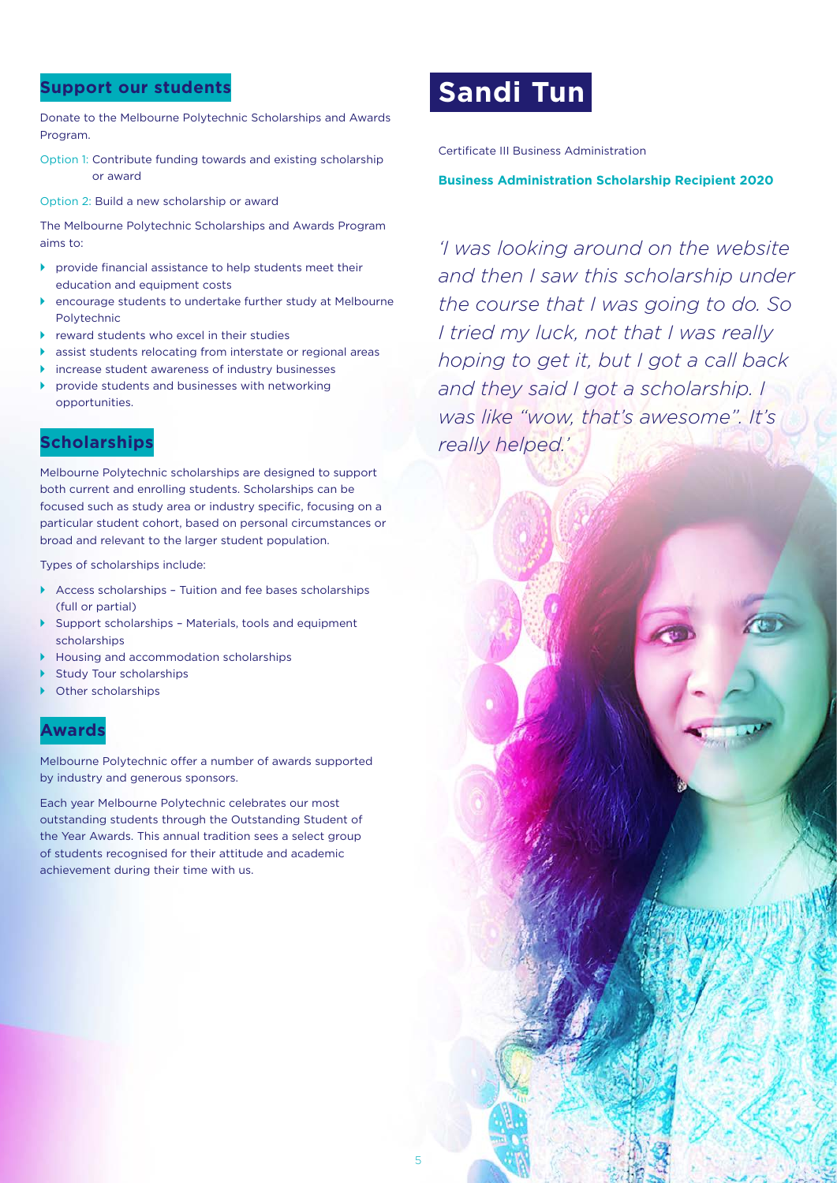## Support our students

Donate to the Melbourne Polytechnic Scholarships and Awards Program.

Option 1: Contribute funding towards and existing scholarship or award

Option 2: Build a new scholarship or award

The Melbourne Polytechnic Scholarships and Awards Program aims to:

- provide financial assistance to help students meet their education and equipment costs
- encourage students to undertake further study at Melbourne Polytechnic
- reward students who excel in their studies
- assist students relocating from interstate or regional areas
- increase student awareness of industry businesses
- provide students and businesses with networking opportunities.

## Scholarships

Melbourne Polytechnic scholarships are designed to support both current and enrolling students. Scholarships can be focused such as study area or industry specific, focusing on a particular student cohort, based on personal circumstances or broad and relevant to the larger student population.

Types of scholarships include:

- Access scholarships – Tuition and fee bases scholarships (full or partial)
- Support scholarships – Materials, tools and equipment scholarships
- Housing and accommodation scholarships
- Study Tour scholarships
- Other scholarships

## Awards

Melbourne Polytechnic offer a number of awards supported by industry and generous sponsors.

Each year Melbourne Polytechnic celebrates our most outstanding students through the Outstanding Student of the Year Awards. This annual tradition sees a select group of students recognised for their attitude and academic achievement during their time with us.

# Sandi Tun

Certificate III Business Administration

**Business Administration Scholarship Recipient 2020**

*'I was looking around on the website and then I saw this scholarship under the course that I was going to do. So I tried my luck, not that I was really hoping to get it, but I got a call back and they said I got a scholarship. I was like "wow, that's awesome". It's really helped.'*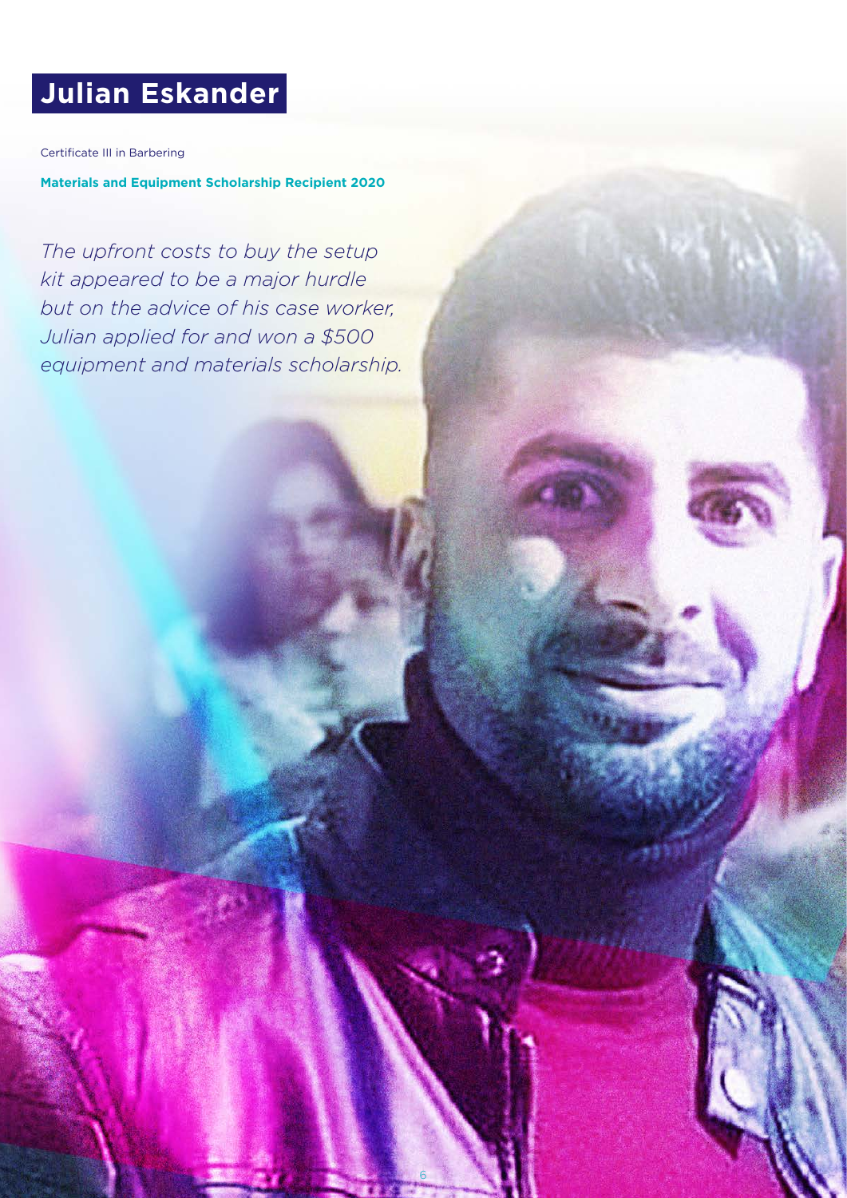# Julian Eskander

Certificate III in Barbering

**Materials and Equipment Scholarship Recipient 2020**

*The upfront costs to buy the setup kit appeared to be a major hurdle but on the advice of his case worker, Julian applied for and won a $500 equipment and materials scholarship.*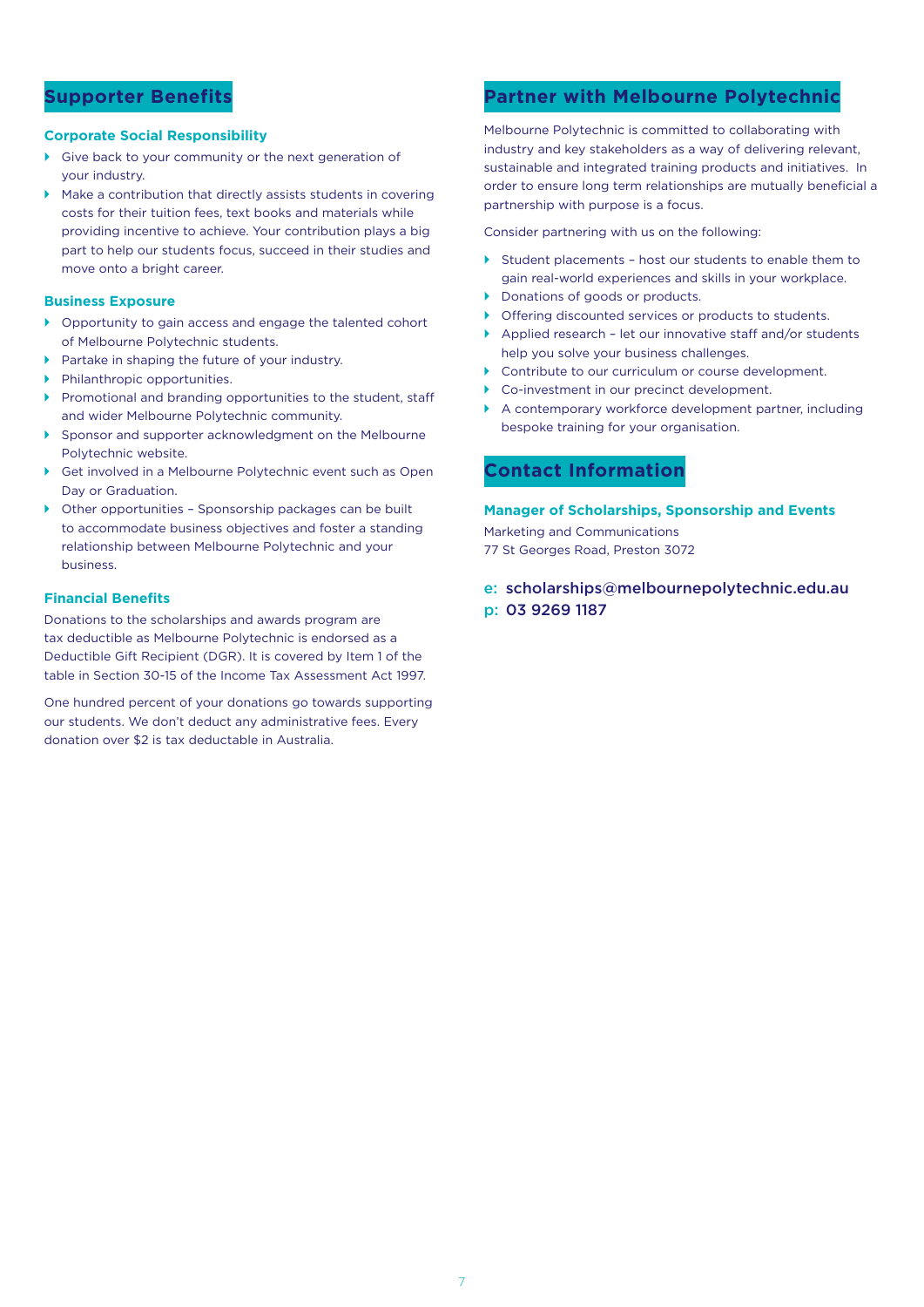## Supporter Benefits

### Corporate Social Responsibility

- Give back to your community or the next generation of your industry.
- Make a contribution that directly assists students in covering costs for their tuition fees, text books and materials while providing incentive to achieve. Your contribution plays a big part to help our students focus, succeed in their studies and move onto a bright career.

### Business Exposure

- Opportunity to gain access and engage the talented cohort of Melbourne Polytechnic students.
- Partake in shaping the future of your industry.
- Philanthropic opportunities.
- Promotional and branding opportunities to the student, staff and wider Melbourne Polytechnic community.
- Sponsor and supporter acknowledgment on the Melbourne Polytechnic website.
- Get involved in a Melbourne Polytechnic event such as Open Day or Graduation.
- Other opportunities – Sponsorship packages can be built to accommodate business objectives and foster a standing relationship between Melbourne Polytechnic and your business.

### Financial Benefits

Donations to the scholarships and awards program are tax deductible as Melbourne Polytechnic is endorsed as a Deductible Gift Recipient (DGR). It is covered by Item 1 of the table in Section 30-15 of the Income Tax Assessment Act 1997.

One hundred percent of your donations go towards supporting our students. We don't deduct any administrative fees. Every donation over $2 is tax deductable in Australia.

## Partner with Melbourne Polytechnic

Melbourne Polytechnic is committed to collaborating with industry and key stakeholders as a way of delivering relevant, sustainable and integrated training products and initiatives. In order to ensure long term relationships are mutually beneficial a partnership with purpose is a focus.

Consider partnering with us on the following:

- Student placements – host our students to enable them to gain real-world experiences and skills in your workplace.
- Donations of goods or products.
- Offering discounted services or products to students.
- Applied research – let our innovative staff and/or students help you solve your business challenges.
- Contribute to our curriculum or course development.
- Co-investment in our precinct development.
- A contemporary workforce development partner, including bespoke training for your organisation.

## Contact Information

### Manager of Scholarships, Sponsorship and Events

Marketing and Communications
77 St Georges Road, Preston 3072

e: scholarships@melbournepolytechnic.edu.au
p: 03 9269 1187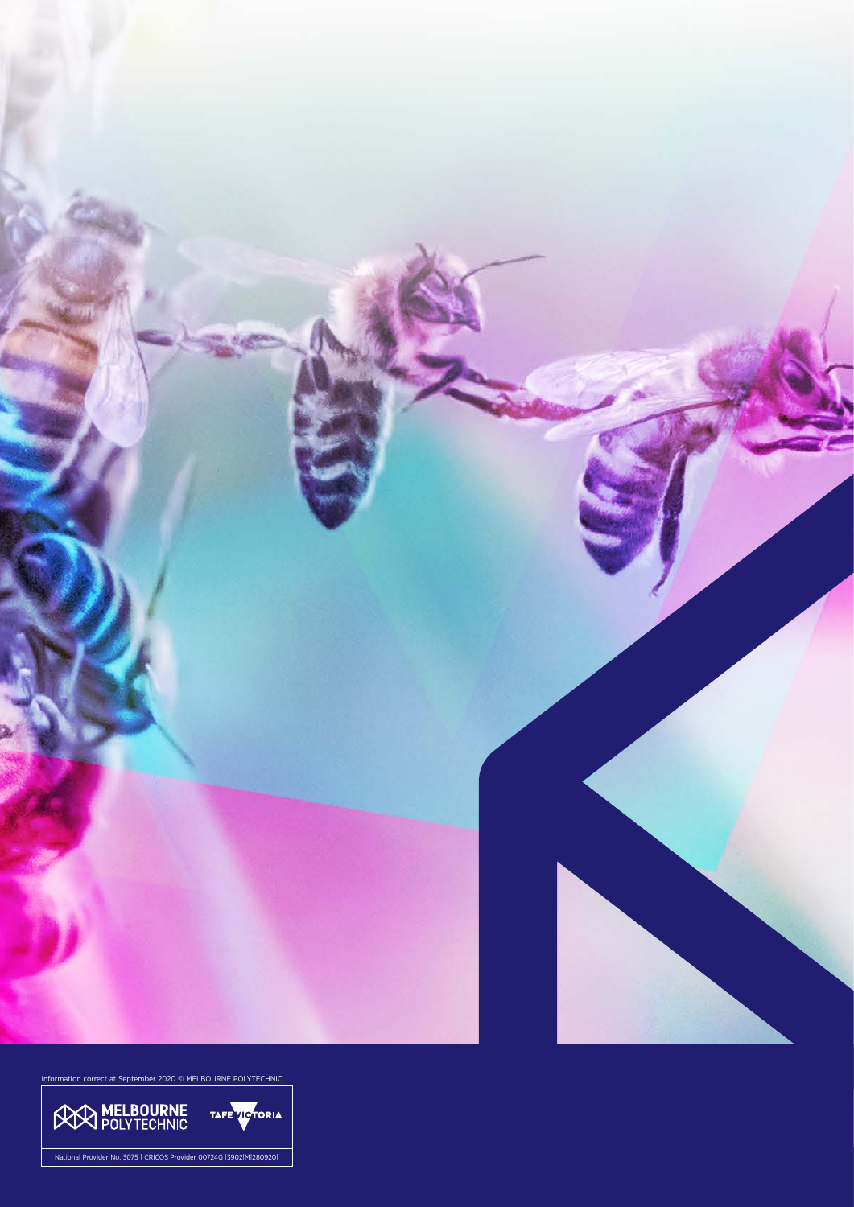Information correct at September 2020 © MELBOURNE POLYTECHNIC

MELBOURNE POLYTECHNIC

TAFE VICTORIA

National Provider No. 3075 | CRICOS Provider 00724G |3902|M|280920|